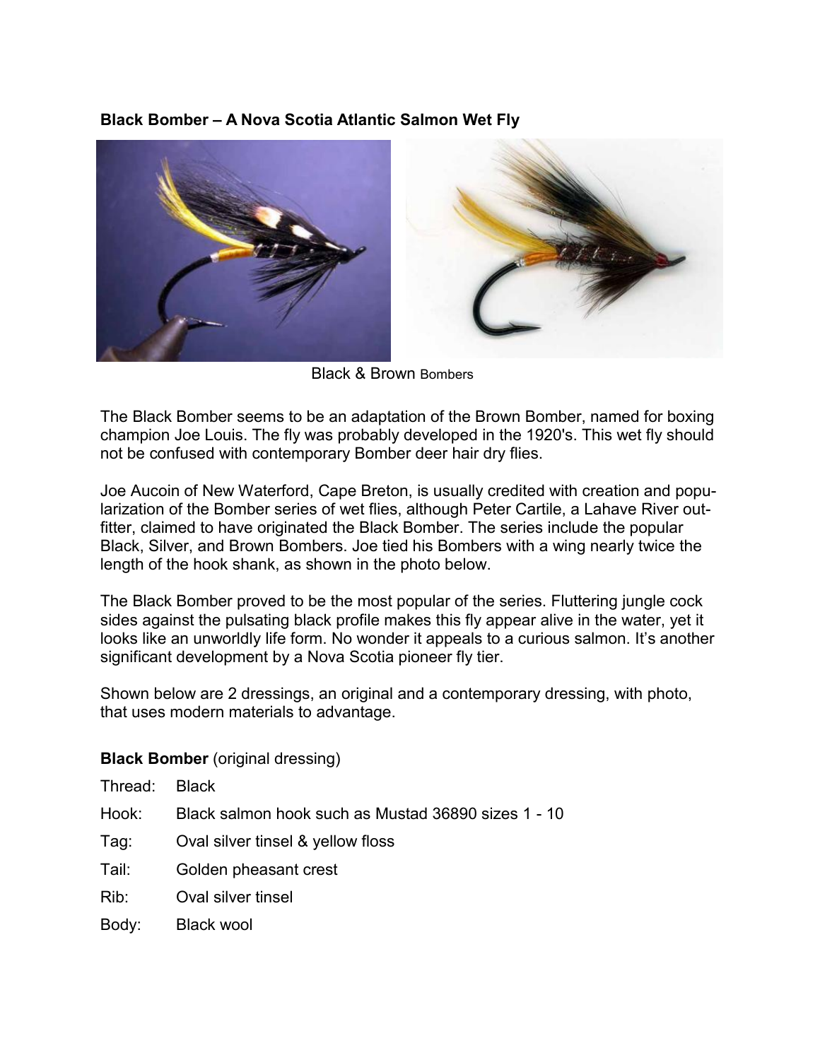**Black Bomber – A Nova Scotia Atlantic Salmon Wet Fly**

Black & Brown Bombers

The Black Bomber seems to be an adaptation of the Brown Bomber, named for boxing champion Joe Louis. The fly was probably developed in the 1920's. This wet fly should not be confused with contemporary Bomber deer hair dry flies.

Joe Aucoin of New Waterford, Cape Breton, is usually credited with creation and popularization of the Bomber series of wet flies, although Peter Cartile, a Lahave River outfitter, claimed to have originated the Black Bomber. The series include the popular Black, Silver, and Brown Bombers. Joe tied his Bombers with a wing nearly twice the length of the hook shank, as shown in the photo below.

The Black Bomber proved to be the most popular of the series. Fluttering jungle cock sides against the pulsating black profile makes this fly appear alive in the water, yet it looks like an unworldly life form. No wonder it appeals to a curious salmon. It's another significant development by a Nova Scotia pioneer fly tier.

Shown below are 2 dressings, an original and a contemporary dressing, with photo, that uses modern materials to advantage.

**Black Bomber** (original dressing)

Thread: Black

Hook: Black salmon hook such as Mustad 36890 sizes 1 - 10

Tag: Oval silver tinsel & yellow floss

Tail: Golden pheasant crest

Rib: Oval silver tinsel

Body: Black wool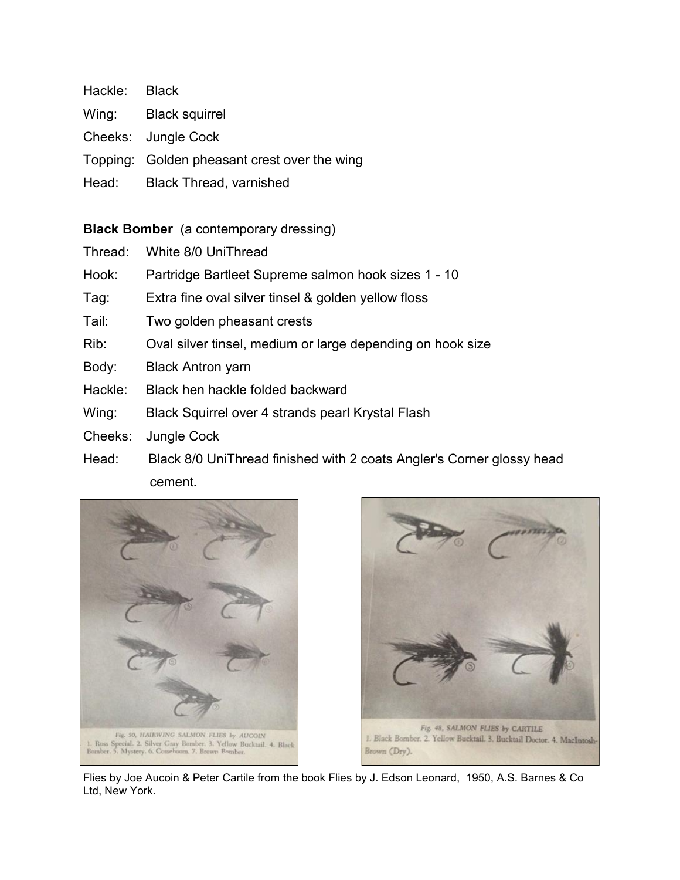Hackle: Black

Wing: Black squirrel

Cheeks: Jungle Cock

Topping: Golden pheasant crest over the wing

Head: Black Thread, varnished

**Black Bomber** (a contemporary dressing)

Thread: White 8/0 UniThread

Hook: Partridge Bartleet Supreme salmon hook sizes 1 - 10

Tag: Extra fine oval silver tinsel & golden yellow floss

Tail: Two golden pheasant crests

Rib: Oval silver tinsel, medium or large depending on hook size

Body: Black Antron yarn

Hackle: Black hen hackle folded backward

Wing: Black Squirrel over 4 strands pearl Krystal Flash

Cheeks: Jungle Cock

Head: Black 8/0 UniThread finished with 2 coats Angler's Corner glossy head cement.

Flies by Joe Aucoin & Peter Cartile from the book Flies by J. Edson Leonard, 1950, A.S. Barnes & Co Ltd, New York.